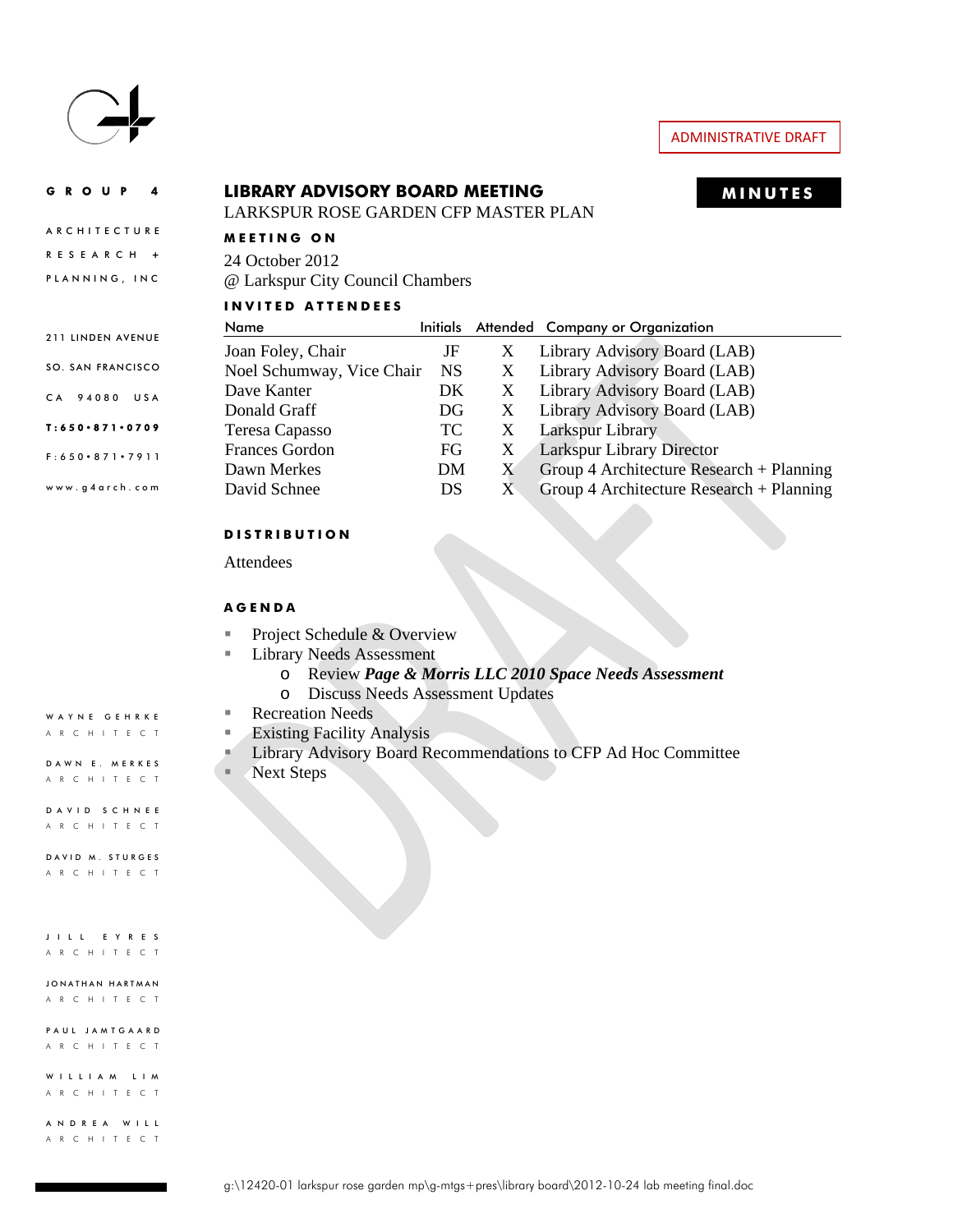ADMINISTRATIVE DRAFT

GROUP 4

ARCHITECTURE

RESEARCH +

PLANNING, INC

211 LINDEN AVENUE

SO. SAN FRANCISCO

CA 94080 USA

T:650•871•0709

F:650•871•7911

www.g4arch.com

# LIBRARY ADVISORY BOARD MEETING

**MINUTES**

LARKSPUR ROSE GARDEN CFP MASTER PLAN

## MEETING ON

24 October 2012

@ Larkspur City Council Chambers

## INVITED ATTENDEES

| Name | Initials | Attended | Company or Organization |
|---|---|---|---|
| Joan Foley, Chair | JF | X | Library Advisory Board (LAB) |
| Noel Schumway, Vice Chair | NS | X | Library Advisory Board (LAB) |
| Dave Kanter | DK | X | Library Advisory Board (LAB) |
| Donald Graff | DG | X | Library Advisory Board (LAB) |
| Teresa Capasso | TC | X | Larkspur Library |
| Frances Gordon | FG | X | Larkspur Library Director |
| Dawn Merkes | DM | X | Group 4 Architecture Research + Planning |
| David Schnee | DS | X | Group 4 Architecture Research + Planning |

## DISTRIBUTION

Attendees

## AGENDA

- Project Schedule & Overview
- Library Needs Assessment
  - Review ***Page & Morris LLC 2010 Space Needs Assessment***
  - Discuss Needs Assessment Updates
- Recreation Needs
- Existing Facility Analysis
- Library Advisory Board Recommendations to CFP Ad Hoc Committee
- Next Steps

WAYNE GEHRKE
ARCHITECT

DAWN E. MERKES
ARCHITECT

DAVID SCHNEE
ARCHITECT

DAVID M. STURGES
ARCHITECT

JILL EYRES
ARCHITECT

JONATHAN HARTMAN
ARCHITECT

PAUL JAMTGAARD
ARCHITECT

WILLIAM LIM
ARCHITECT

ANDREA WILL
ARCHITECT

g:\12420-01 larkspur rose garden mp\g-mtgs+pres\library board\2012-10-24 lab meeting final.doc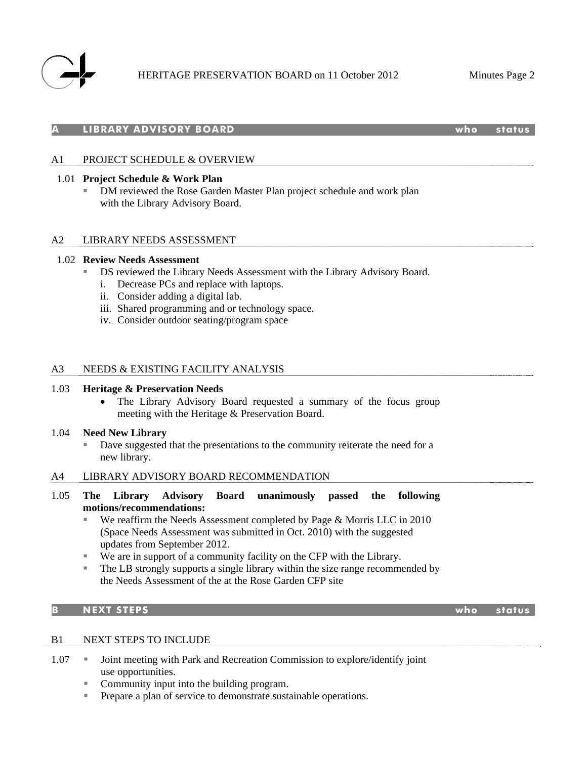## A LIBRARY ADVISORY BOARD — who — status

### A1 PROJECT SCHEDULE & OVERVIEW

1.01 **Project Schedule & Work Plan**

- DM reviewed the Rose Garden Master Plan project schedule and work plan with the Library Advisory Board.

### A2 LIBRARY NEEDS ASSESSMENT

1.02 **Review Needs Assessment**

- DS reviewed the Library Needs Assessment with the Library Advisory Board.
  - i. Decrease PCs and replace with laptops.
  - ii. Consider adding a digital lab.
  - iii. Shared programming and or technology space.
  - iv. Consider outdoor seating/program space

### A3 NEEDS & EXISTING FACILITY ANALYSIS

1.03 **Heritage & Preservation Needs**

- The Library Advisory Board requested a summary of the focus group meeting with the Heritage & Preservation Board.

1.04 **Need New Library**

- Dave suggested that the presentations to the community reiterate the need for a new library.

### A4 LIBRARY ADVISORY BOARD RECOMMENDATION

1.05 **The Library Advisory Board unanimously passed the following motions/recommendations:**

- We reaffirm the Needs Assessment completed by Page & Morris LLC in 2010 (Space Needs Assessment was submitted in Oct. 2010) with the suggested updates from September 2012.
- We are in support of a community facility on the CFP with the Library.
- The LB strongly supports a single library within the size range recommended by the Needs Assessment of the at the Rose Garden CFP site

## B NEXT STEPS — who — status

### B1 NEXT STEPS TO INCLUDE

1.07

- Joint meeting with Park and Recreation Commission to explore/identify joint use opportunities.
- Community input into the building program.
- Prepare a plan of service to demonstrate sustainable operations.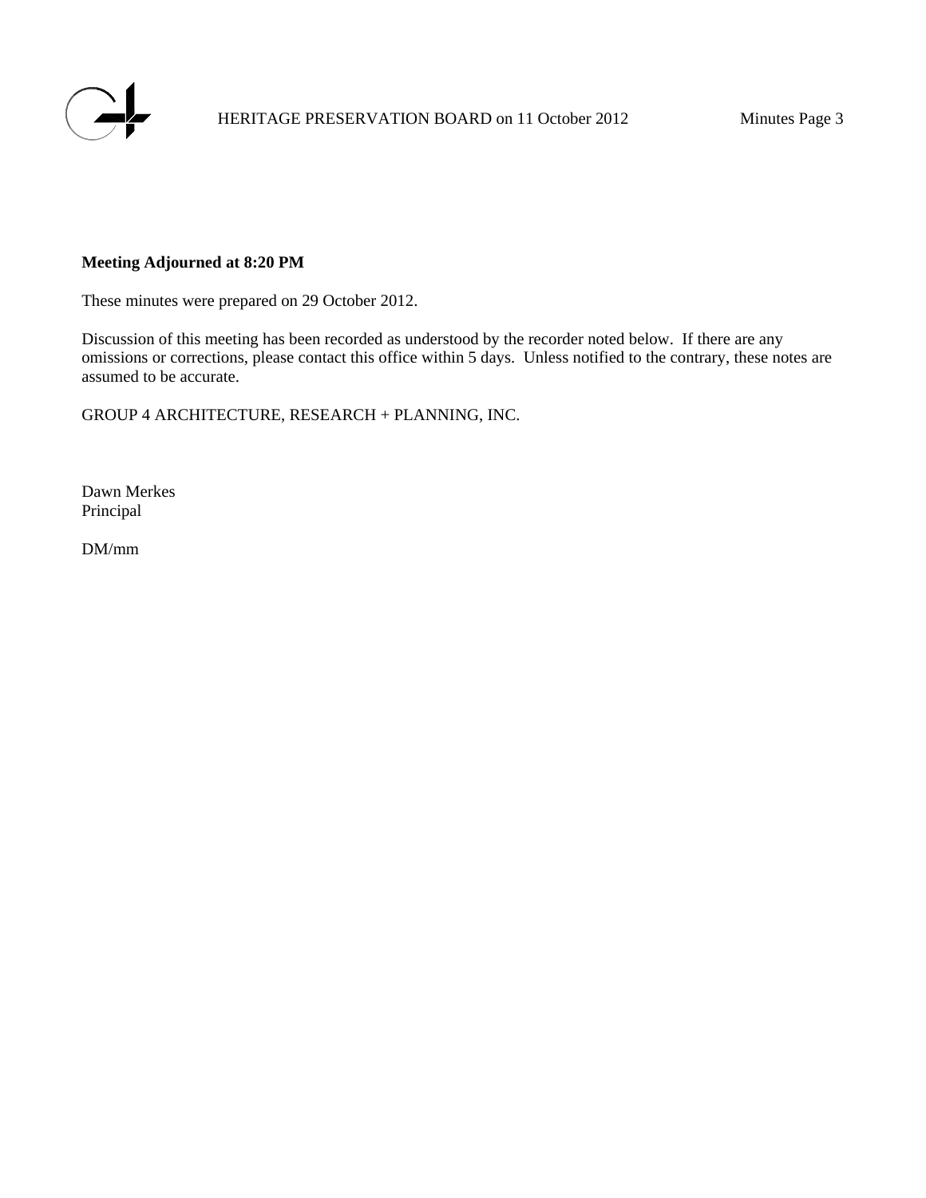**Meeting Adjourned at 8:20 PM**

These minutes were prepared on 29 October 2012.

Discussion of this meeting has been recorded as understood by the recorder noted below. If there are any omissions or corrections, please contact this office within 5 days. Unless notified to the contrary, these notes are assumed to be accurate.

GROUP 4 ARCHITECTURE, RESEARCH + PLANNING, INC.

Dawn Merkes
Principal

DM/mm